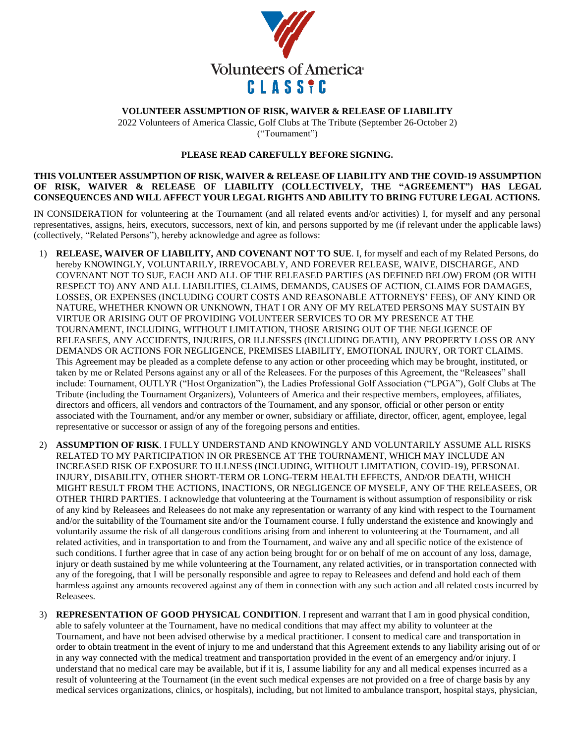Volunteers of America CLASSIC

# VOLUNTEER ASSUMPTION OF RISK, WAIVER & RELEASE OF LIABILITY

2022 Volunteers of America Classic, Golf Clubs at The Tribute (September 26-October 2)
("Tournament")

**PLEASE READ CAREFULLY BEFORE SIGNING.**

**THIS VOLUNTEER ASSUMPTION OF RISK, WAIVER & RELEASE OF LIABILITY AND THE COVID-19 ASSUMPTION OF RISK, WAIVER & RELEASE OF LIABILITY (COLLECTIVELY, THE "AGREEMENT") HAS LEGAL CONSEQUENCES AND WILL AFFECT YOUR LEGAL RIGHTS AND ABILITY TO BRING FUTURE LEGAL ACTIONS.**

IN CONSIDERATION for volunteering at the Tournament (and all related events and/or activities) I, for myself and any personal representatives, assigns, heirs, executors, successors, next of kin, and persons supported by me (if relevant under the applicable laws) (collectively, "Related Persons"), hereby acknowledge and agree as follows:

1) **RELEASE, WAIVER OF LIABILITY, AND COVENANT NOT TO SUE**. I, for myself and each of my Related Persons, do hereby KNOWINGLY, VOLUNTARILY, IRREVOCABLY, AND FOREVER RELEASE, WAIVE, DISCHARGE, AND COVENANT NOT TO SUE, EACH AND ALL OF THE RELEASED PARTIES (AS DEFINED BELOW) FROM (OR WITH RESPECT TO) ANY AND ALL LIABILITIES, CLAIMS, DEMANDS, CAUSES OF ACTION, CLAIMS FOR DAMAGES, LOSSES, OR EXPENSES (INCLUDING COURT COSTS AND REASONABLE ATTORNEYS' FEES), OF ANY KIND OR NATURE, WHETHER KNOWN OR UNKNOWN, THAT I OR ANY OF MY RELATED PERSONS MAY SUSTAIN BY VIRTUE OR ARISING OUT OF PROVIDING VOLUNTEER SERVICES TO OR MY PRESENCE AT THE TOURNAMENT, INCLUDING, WITHOUT LIMITATION, THOSE ARISING OUT OF THE NEGLIGENCE OF RELEASEES, ANY ACCIDENTS, INJURIES, OR ILLNESSES (INCLUDING DEATH), ANY PROPERTY LOSS OR ANY DEMANDS OR ACTIONS FOR NEGLIGENCE, PREMISES LIABILITY, EMOTIONAL INJURY, OR TORT CLAIMS. This Agreement may be pleaded as a complete defense to any action or other proceeding which may be brought, instituted, or taken by me or Related Persons against any or all of the Releasees. For the purposes of this Agreement, the "Releasees" shall include: Tournament, OUTLYR ("Host Organization"), the Ladies Professional Golf Association ("LPGA"), Golf Clubs at The Tribute (including the Tournament Organizers), Volunteers of America and their respective members, employees, affiliates, directors and officers, all vendors and contractors of the Tournament, and any sponsor, official or other person or entity associated with the Tournament, and/or any member or owner, subsidiary or affiliate, director, officer, agent, employee, legal representative or successor or assign of any of the foregoing persons and entities.

2) **ASSUMPTION OF RISK**. I FULLY UNDERSTAND AND KNOWINGLY AND VOLUNTARILY ASSUME ALL RISKS RELATED TO MY PARTICIPATION IN OR PRESENCE AT THE TOURNAMENT, WHICH MAY INCLUDE AN INCREASED RISK OF EXPOSURE TO ILLNESS (INCLUDING, WITHOUT LIMITATION, COVID-19), PERSONAL INJURY, DISABILITY, OTHER SHORT-TERM OR LONG-TERM HEALTH EFFECTS, AND/OR DEATH, WHICH MIGHT RESULT FROM THE ACTIONS, INACTIONS, OR NEGLIGENCE OF MYSELF, ANY OF THE RELEASEES, OR OTHER THIRD PARTIES. I acknowledge that volunteering at the Tournament is without assumption of responsibility or risk of any kind by Releasees and Releasees do not make any representation or warranty of any kind with respect to the Tournament and/or the suitability of the Tournament site and/or the Tournament course. I fully understand the existence and knowingly and voluntarily assume the risk of all dangerous conditions arising from and inherent to volunteering at the Tournament, and all related activities, and in transportation to and from the Tournament, and waive any and all specific notice of the existence of such conditions. I further agree that in case of any action being brought for or on behalf of me on account of any loss, damage, injury or death sustained by me while volunteering at the Tournament, any related activities, or in transportation connected with any of the foregoing, that I will be personally responsible and agree to repay to Releasees and defend and hold each of them harmless against any amounts recovered against any of them in connection with any such action and all related costs incurred by Releasees.

3) **REPRESENTATION OF GOOD PHYSICAL CONDITION**. I represent and warrant that I am in good physical condition, able to safely volunteer at the Tournament, have no medical conditions that may affect my ability to volunteer at the Tournament, and have not been advised otherwise by a medical practitioner. I consent to medical care and transportation in order to obtain treatment in the event of injury to me and understand that this Agreement extends to any liability arising out of or in any way connected with the medical treatment and transportation provided in the event of an emergency and/or injury. I understand that no medical care may be available, but if it is, I assume liability for any and all medical expenses incurred as a result of volunteering at the Tournament (in the event such medical expenses are not provided on a free of charge basis by any medical services organizations, clinics, or hospitals), including, but not limited to ambulance transport, hospital stays, physician,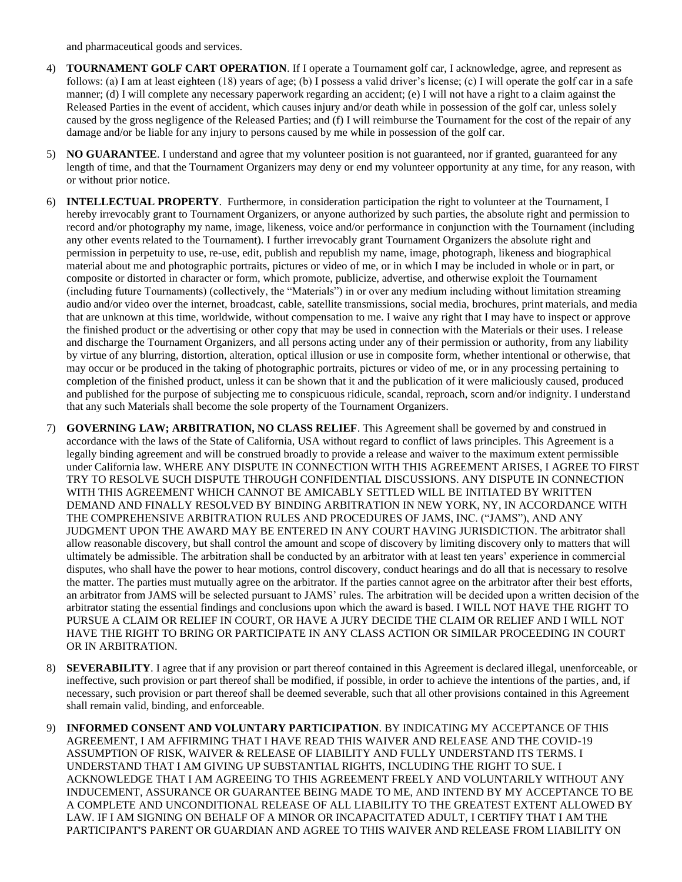and pharmaceutical goods and services.

4) **TOURNAMENT GOLF CART OPERATION**. If I operate a Tournament golf car, I acknowledge, agree, and represent as follows: (a) I am at least eighteen (18) years of age; (b) I possess a valid driver's license; (c) I will operate the golf car in a safe manner; (d) I will complete any necessary paperwork regarding an accident; (e) I will not have a right to a claim against the Released Parties in the event of accident, which causes injury and/or death while in possession of the golf car, unless solely caused by the gross negligence of the Released Parties; and (f) I will reimburse the Tournament for the cost of the repair of any damage and/or be liable for any injury to persons caused by me while in possession of the golf car.

5) **NO GUARANTEE**. I understand and agree that my volunteer position is not guaranteed, nor if granted, guaranteed for any length of time, and that the Tournament Organizers may deny or end my volunteer opportunity at any time, for any reason, with or without prior notice.

6) **INTELLECTUAL PROPERTY**. Furthermore, in consideration participation the right to volunteer at the Tournament, I hereby irrevocably grant to Tournament Organizers, or anyone authorized by such parties, the absolute right and permission to record and/or photography my name, image, likeness, voice and/or performance in conjunction with the Tournament (including any other events related to the Tournament). I further irrevocably grant Tournament Organizers the absolute right and permission in perpetuity to use, re-use, edit, publish and republish my name, image, photograph, likeness and biographical material about me and photographic portraits, pictures or video of me, or in which I may be included in whole or in part, or composite or distorted in character or form, which promote, publicize, advertise, and otherwise exploit the Tournament (including future Tournaments) (collectively, the "Materials") in or over any medium including without limitation streaming audio and/or video over the internet, broadcast, cable, satellite transmissions, social media, brochures, print materials, and media that are unknown at this time, worldwide, without compensation to me. I waive any right that I may have to inspect or approve the finished product or the advertising or other copy that may be used in connection with the Materials or their uses. I release and discharge the Tournament Organizers, and all persons acting under any of their permission or authority, from any liability by virtue of any blurring, distortion, alteration, optical illusion or use in composite form, whether intentional or otherwise, that may occur or be produced in the taking of photographic portraits, pictures or video of me, or in any processing pertaining to completion of the finished product, unless it can be shown that it and the publication of it were maliciously caused, produced and published for the purpose of subjecting me to conspicuous ridicule, scandal, reproach, scorn and/or indignity. I understand that any such Materials shall become the sole property of the Tournament Organizers.

7) **GOVERNING LAW; ARBITRATION, NO CLASS RELIEF**. This Agreement shall be governed by and construed in accordance with the laws of the State of California, USA without regard to conflict of laws principles. This Agreement is a legally binding agreement and will be construed broadly to provide a release and waiver to the maximum extent permissible under California law. WHERE ANY DISPUTE IN CONNECTION WITH THIS AGREEMENT ARISES, I AGREE TO FIRST TRY TO RESOLVE SUCH DISPUTE THROUGH CONFIDENTIAL DISCUSSIONS. ANY DISPUTE IN CONNECTION WITH THIS AGREEMENT WHICH CANNOT BE AMICABLY SETTLED WILL BE INITIATED BY WRITTEN DEMAND AND FINALLY RESOLVED BY BINDING ARBITRATION IN NEW YORK, NY, IN ACCORDANCE WITH THE COMPREHENSIVE ARBITRATION RULES AND PROCEDURES OF JAMS, INC. ("JAMS"), AND ANY JUDGMENT UPON THE AWARD MAY BE ENTERED IN ANY COURT HAVING JURISDICTION. The arbitrator shall allow reasonable discovery, but shall control the amount and scope of discovery by limiting discovery only to matters that will ultimately be admissible. The arbitration shall be conducted by an arbitrator with at least ten years' experience in commercial disputes, who shall have the power to hear motions, control discovery, conduct hearings and do all that is necessary to resolve the matter. The parties must mutually agree on the arbitrator. If the parties cannot agree on the arbitrator after their best efforts, an arbitrator from JAMS will be selected pursuant to JAMS' rules. The arbitration will be decided upon a written decision of the arbitrator stating the essential findings and conclusions upon which the award is based. I WILL NOT HAVE THE RIGHT TO PURSUE A CLAIM OR RELIEF IN COURT, OR HAVE A JURY DECIDE THE CLAIM OR RELIEF AND I WILL NOT HAVE THE RIGHT TO BRING OR PARTICIPATE IN ANY CLASS ACTION OR SIMILAR PROCEEDING IN COURT OR IN ARBITRATION.

8) **SEVERABILITY**. I agree that if any provision or part thereof contained in this Agreement is declared illegal, unenforceable, or ineffective, such provision or part thereof shall be modified, if possible, in order to achieve the intentions of the parties, and, if necessary, such provision or part thereof shall be deemed severable, such that all other provisions contained in this Agreement shall remain valid, binding, and enforceable.

9) **INFORMED CONSENT AND VOLUNTARY PARTICIPATION**. BY INDICATING MY ACCEPTANCE OF THIS AGREEMENT, I AM AFFIRMING THAT I HAVE READ THIS WAIVER AND RELEASE AND THE COVID-19 ASSUMPTION OF RISK, WAIVER & RELEASE OF LIABILITY AND FULLY UNDERSTAND ITS TERMS. I UNDERSTAND THAT I AM GIVING UP SUBSTANTIAL RIGHTS, INCLUDING THE RIGHT TO SUE. I ACKNOWLEDGE THAT I AM AGREEING TO THIS AGREEMENT FREELY AND VOLUNTARILY WITHOUT ANY INDUCEMENT, ASSURANCE OR GUARANTEE BEING MADE TO ME, AND INTEND BY MY ACCEPTANCE TO BE A COMPLETE AND UNCONDITIONAL RELEASE OF ALL LIABILITY TO THE GREATEST EXTENT ALLOWED BY LAW. IF I AM SIGNING ON BEHALF OF A MINOR OR INCAPACITATED ADULT, I CERTIFY THAT I AM THE PARTICIPANT'S PARENT OR GUARDIAN AND AGREE TO THIS WAIVER AND RELEASE FROM LIABILITY ON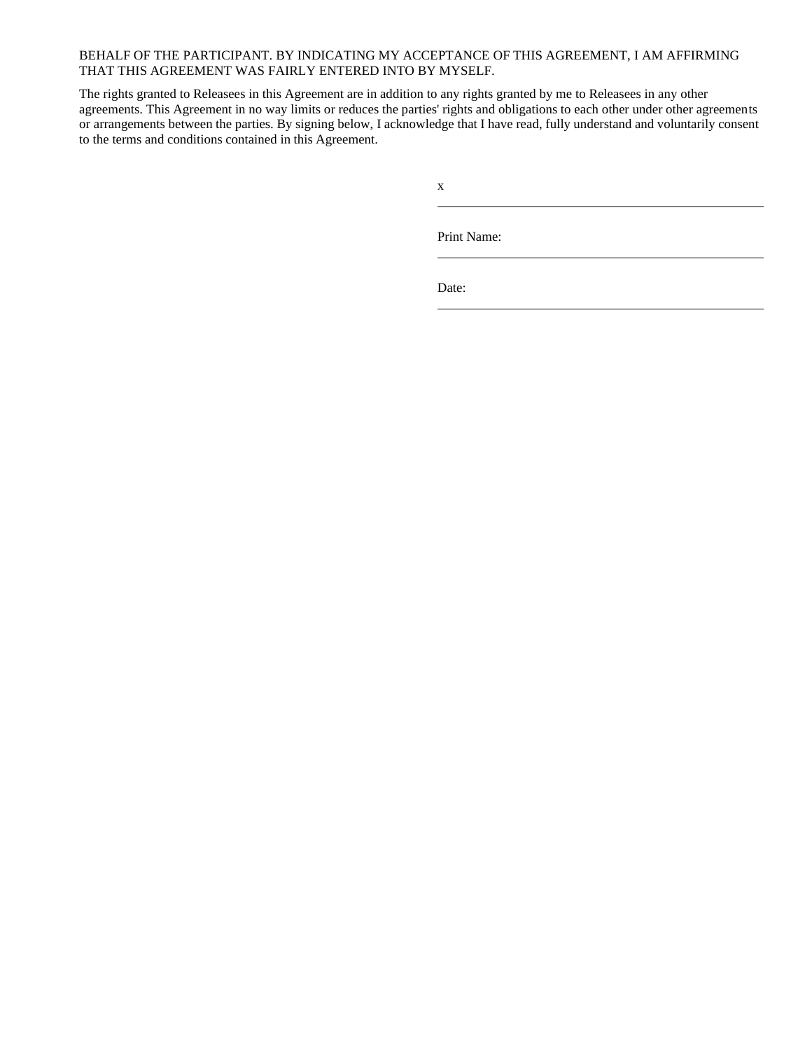BEHALF OF THE PARTICIPANT. BY INDICATING MY ACCEPTANCE OF THIS AGREEMENT, I AM AFFIRMING THAT THIS AGREEMENT WAS FAIRLY ENTERED INTO BY MYSELF.

The rights granted to Releasees in this Agreement are in addition to any rights granted by me to Releasees in any other agreements. This Agreement in no way limits or reduces the parties' rights and obligations to each other under other agreements or arrangements between the parties. By signing below, I acknowledge that I have read, fully understand and voluntarily consent to the terms and conditions contained in this Agreement.

x \_\_\_\_\_\_\_\_\_\_\_\_\_\_\_\_\_\_\_\_\_\_\_\_\_\_\_\_\_\_\_\_\_\_\_\_\_\_\_\_

Print Name: \_\_\_\_\_\_\_\_\_\_\_\_\_\_\_\_\_\_\_\_\_\_\_\_\_\_\_\_\_\_\_\_\_\_\_

Date: \_\_\_\_\_\_\_\_\_\_\_\_\_\_\_\_\_\_\_\_\_\_\_\_\_\_\_\_\_\_\_\_\_\_\_\_\_\_\_\_